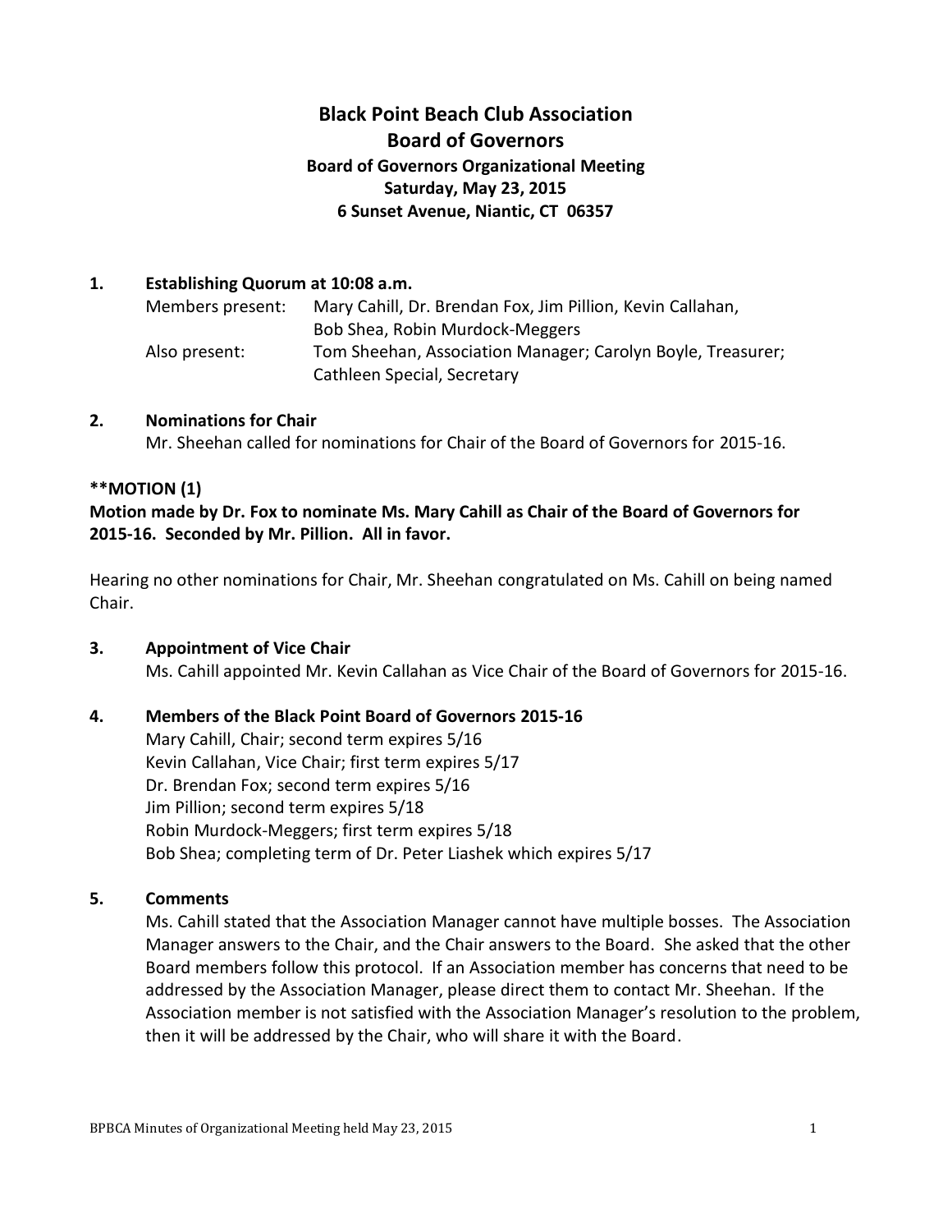# Black Point Beach Club Association
# Board of Governors

### Board of Governors Organizational Meeting
### Saturday, May 23, 2015
### 6 Sunset Avenue, Niantic, CT 06357

**1. Establishing Quorum at 10:08 a.m.**

Members present: Mary Cahill, Dr. Brendan Fox, Jim Pillion, Kevin Callahan, Bob Shea, Robin Murdock-Meggers

Also present: Tom Sheehan, Association Manager; Carolyn Boyle, Treasurer; Cathleen Special, Secretary

**2. Nominations for Chair**

Mr. Sheehan called for nominations for Chair of the Board of Governors for 2015-16.

****MOTION (1)**

**Motion made by Dr. Fox to nominate Ms. Mary Cahill as Chair of the Board of Governors for 2015-16. Seconded by Mr. Pillion. All in favor.**

Hearing no other nominations for Chair, Mr. Sheehan congratulated on Ms. Cahill on being named Chair.

**3. Appointment of Vice Chair**

Ms. Cahill appointed Mr. Kevin Callahan as Vice Chair of the Board of Governors for 2015-16.

**4. Members of the Black Point Board of Governors 2015-16**

Mary Cahill, Chair; second term expires 5/16
Kevin Callahan, Vice Chair; first term expires 5/17
Dr. Brendan Fox; second term expires 5/16
Jim Pillion; second term expires 5/18
Robin Murdock-Meggers; first term expires 5/18
Bob Shea; completing term of Dr. Peter Liashek which expires 5/17

**5. Comments**

Ms. Cahill stated that the Association Manager cannot have multiple bosses. The Association Manager answers to the Chair, and the Chair answers to the Board. She asked that the other Board members follow this protocol. If an Association member has concerns that need to be addressed by the Association Manager, please direct them to contact Mr. Sheehan. If the Association member is not satisfied with the Association Manager's resolution to the problem, then it will be addressed by the Chair, who will share it with the Board.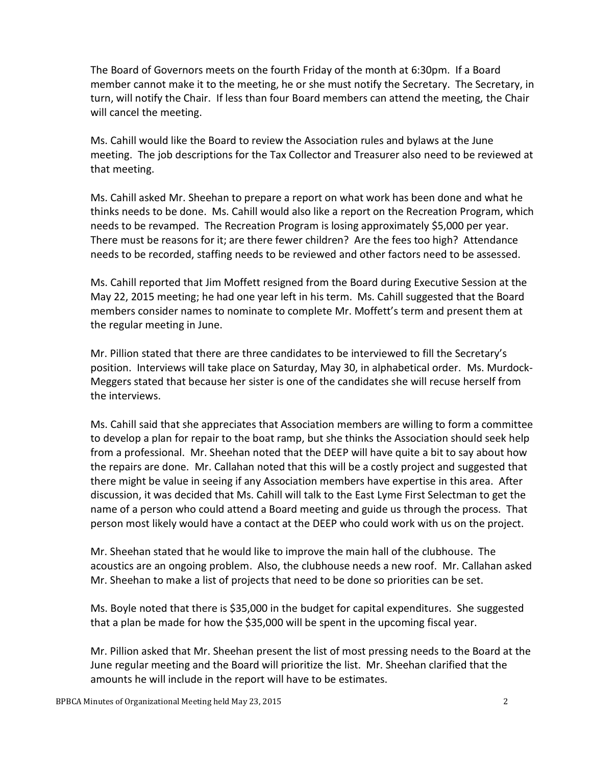The Board of Governors meets on the fourth Friday of the month at 6:30pm. If a Board member cannot make it to the meeting, he or she must notify the Secretary. The Secretary, in turn, will notify the Chair. If less than four Board members can attend the meeting, the Chair will cancel the meeting.

Ms. Cahill would like the Board to review the Association rules and bylaws at the June meeting. The job descriptions for the Tax Collector and Treasurer also need to be reviewed at that meeting.

Ms. Cahill asked Mr. Sheehan to prepare a report on what work has been done and what he thinks needs to be done. Ms. Cahill would also like a report on the Recreation Program, which needs to be revamped. The Recreation Program is losing approximately $5,000 per year. There must be reasons for it; are there fewer children? Are the fees too high? Attendance needs to be recorded, staffing needs to be reviewed and other factors need to be assessed.

Ms. Cahill reported that Jim Moffett resigned from the Board during Executive Session at the May 22, 2015 meeting; he had one year left in his term. Ms. Cahill suggested that the Board members consider names to nominate to complete Mr. Moffett's term and present them at the regular meeting in June.

Mr. Pillion stated that there are three candidates to be interviewed to fill the Secretary's position. Interviews will take place on Saturday, May 30, in alphabetical order. Ms. Murdock-Meggers stated that because her sister is one of the candidates she will recuse herself from the interviews.

Ms. Cahill said that she appreciates that Association members are willing to form a committee to develop a plan for repair to the boat ramp, but she thinks the Association should seek help from a professional. Mr. Sheehan noted that the DEEP will have quite a bit to say about how the repairs are done. Mr. Callahan noted that this will be a costly project and suggested that there might be value in seeing if any Association members have expertise in this area. After discussion, it was decided that Ms. Cahill will talk to the East Lyme First Selectman to get the name of a person who could attend a Board meeting and guide us through the process. That person most likely would have a contact at the DEEP who could work with us on the project.

Mr. Sheehan stated that he would like to improve the main hall of the clubhouse. The acoustics are an ongoing problem. Also, the clubhouse needs a new roof. Mr. Callahan asked Mr. Sheehan to make a list of projects that need to be done so priorities can be set.

Ms. Boyle noted that there is $35,000 in the budget for capital expenditures. She suggested that a plan be made for how the $35,000 will be spent in the upcoming fiscal year.

Mr. Pillion asked that Mr. Sheehan present the list of most pressing needs to the Board at the June regular meeting and the Board will prioritize the list. Mr. Sheehan clarified that the amounts he will include in the report will have to be estimates.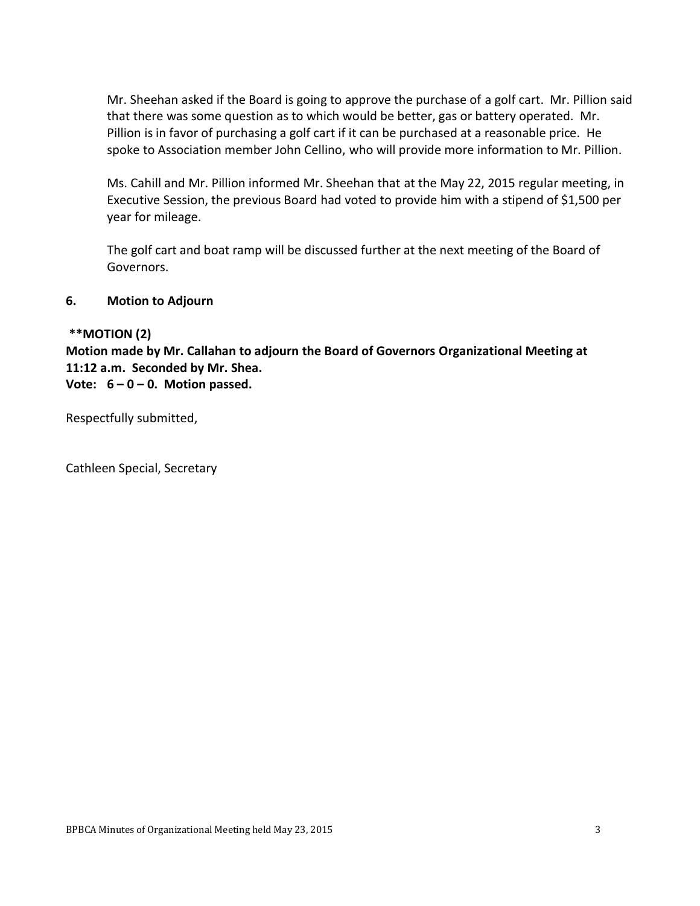Mr. Sheehan asked if the Board is going to approve the purchase of a golf cart. Mr. Pillion said that there was some question as to which would be better, gas or battery operated. Mr. Pillion is in favor of purchasing a golf cart if it can be purchased at a reasonable price. He spoke to Association member John Cellino, who will provide more information to Mr. Pillion.

Ms. Cahill and Mr. Pillion informed Mr. Sheehan that at the May 22, 2015 regular meeting, in Executive Session, the previous Board had voted to provide him with a stipend of $1,500 per year for mileage.

The golf cart and boat ramp will be discussed further at the next meeting of the Board of Governors.

## 6. Motion to Adjourn

**\*\*MOTION (2)**
**Motion made by Mr. Callahan to adjourn the Board of Governors Organizational Meeting at 11:12 a.m. Seconded by Mr. Shea.**
**Vote: 6 – 0 – 0. Motion passed.**

Respectfully submitted,

Cathleen Special, Secretary